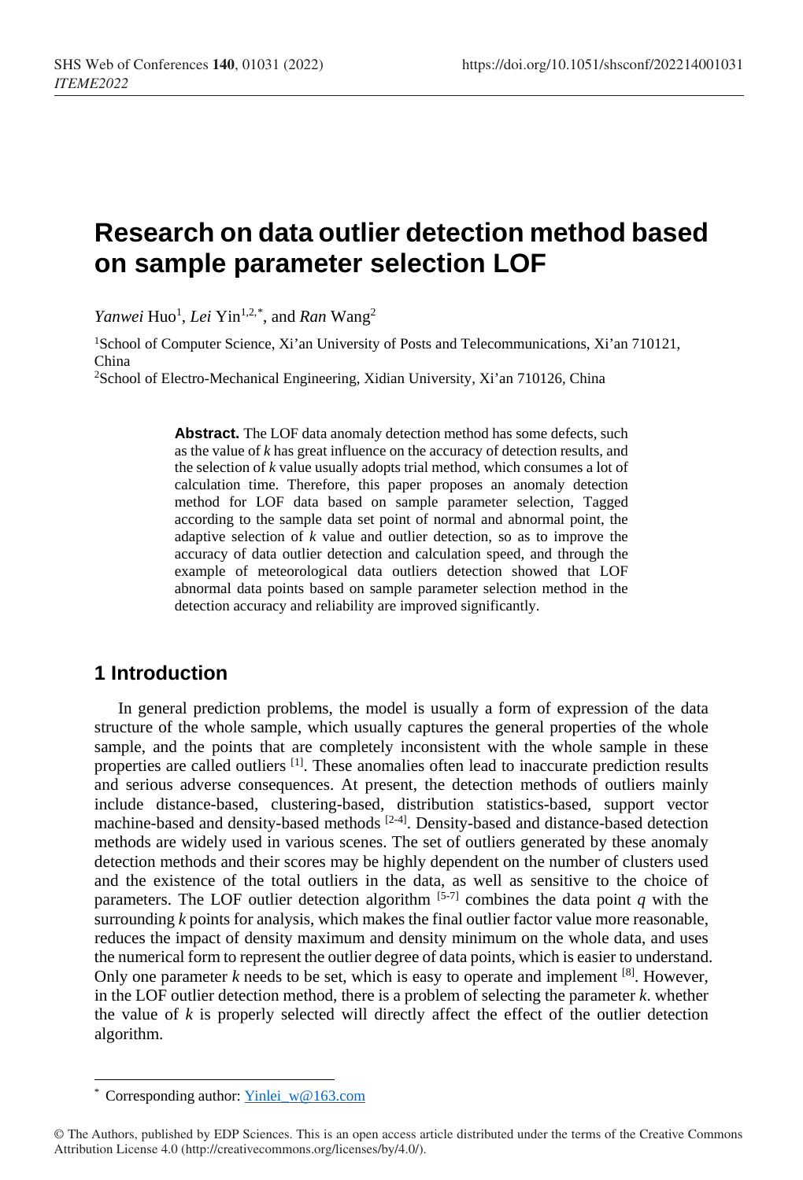# Research on data outlier detection method based on sample parameter selection LOF

*Yanwei* Huo[1], *Lei* Yin[1,2,*], and *Ran* Wang[2]

[1]School of Computer Science, Xi'an University of Posts and Telecommunications, Xi'an 710121, China

[2]School of Electro-Mechanical Engineering, Xidian University, Xi'an 710126, China

**Abstract.** The LOF data anomaly detection method has some defects, such as the value of *k* has great influence on the accuracy of detection results, and the selection of *k* value usually adopts trial method, which consumes a lot of calculation time. Therefore, this paper proposes an anomaly detection method for LOF data based on sample parameter selection, Tagged according to the sample data set point of normal and abnormal point, the adaptive selection of *k* value and outlier detection, so as to improve the accuracy of data outlier detection and calculation speed, and through the example of meteorological data outliers detection showed that LOF abnormal data points based on sample parameter selection method in the detection accuracy and reliability are improved significantly.

## 1 Introduction

In general prediction problems, the model is usually a form of expression of the data structure of the whole sample, which usually captures the general properties of the whole sample, and the points that are completely inconsistent with the whole sample in these properties are called outliers [1]. These anomalies often lead to inaccurate prediction results and serious adverse consequences. At present, the detection methods of outliers mainly include distance-based, clustering-based, distribution statistics-based, support vector machine-based and density-based methods [2-4]. Density-based and distance-based detection methods are widely used in various scenes. The set of outliers generated by these anomaly detection methods and their scores may be highly dependent on the number of clusters used and the existence of the total outliers in the data, as well as sensitive to the choice of parameters. The LOF outlier detection algorithm [5-7] combines the data point *q* with the surrounding *k* points for analysis, which makes the final outlier factor value more reasonable, reduces the impact of density maximum and density minimum on the whole data, and uses the numerical form to represent the outlier degree of data points, which is easier to understand. Only one parameter *k* needs to be set, which is easy to operate and implement [8]. However, in the LOF outlier detection method, there is a problem of selecting the parameter *k*. whether the value of *k* is properly selected will directly affect the effect of the outlier detection algorithm.

\* Corresponding author: Yinlei_w@163.com

© The Authors, published by EDP Sciences. This is an open access article distributed under the terms of the Creative Commons Attribution License 4.0 (http://creativecommons.org/licenses/by/4.0/).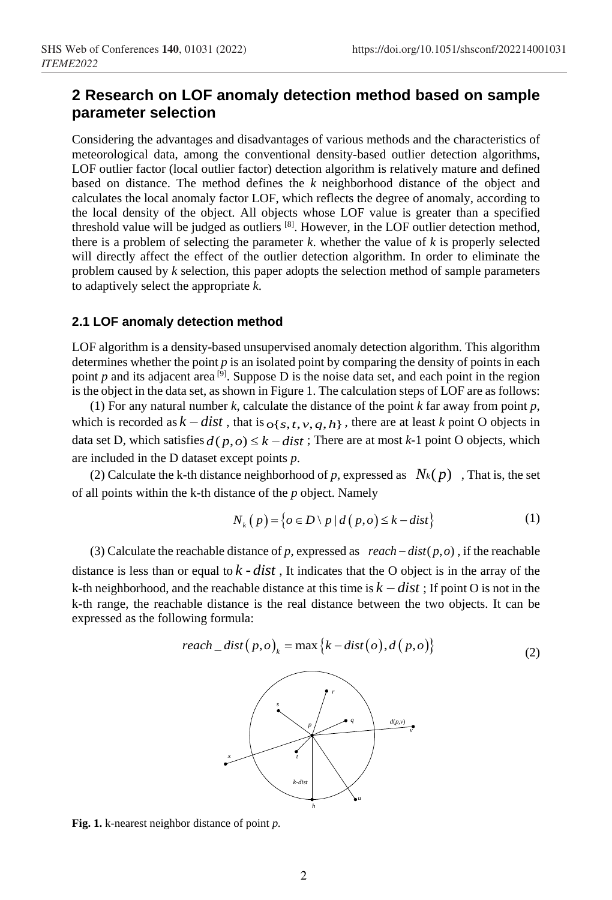## 2 Research on LOF anomaly detection method based on sample parameter selection

Considering the advantages and disadvantages of various methods and the characteristics of meteorological data, among the conventional density-based outlier detection algorithms, LOF outlier factor (local outlier factor) detection algorithm is relatively mature and defined based on distance. The method defines the *k* neighborhood distance of the object and calculates the local anomaly factor LOF, which reflects the degree of anomaly, according to the local density of the object. All objects whose LOF value is greater than a specified threshold value will be judged as outliers [8]. However, in the LOF outlier detection method, there is a problem of selecting the parameter *k*. whether the value of *k* is properly selected will directly affect the effect of the outlier detection algorithm. In order to eliminate the problem caused by *k* selection, this paper adopts the selection method of sample parameters to adaptively select the appropriate *k*.

### 2.1 LOF anomaly detection method

LOF algorithm is a density-based unsupervised anomaly detection algorithm. This algorithm determines whether the point *p* is an isolated point by comparing the density of points in each point *p* and its adjacent area [9]. Suppose D is the noise data set, and each point in the region is the object in the data set, as shown in Figure 1. The calculation steps of LOF are as follows:

(1) For any natural number *k*, calculate the distance of the point *k* far away from point *p*, which is recorded as $k-dist$ , that is $o\{s,t,v,q,h\}$ , there are at least *k* point O objects in data set D, which satisfies $d(p,o) \le k-dist$ ; There are at most *k*-1 point O objects, which are included in the D dataset except points *p*.

(2) Calculate the k-th distance neighborhood of *p*, expressed as $N_k(p)$ , That is, the set of all points within the k-th distance of the *p* object. Namely

$$N_k(p) = \{o \in D \setminus p \mid d(p,o) \le k-dist\} \tag{1}$$

(3) Calculate the reachable distance of *p*, expressed as $reach-dist(p,o)$ , if the reachable distance is less than or equal to $k\text{-}dist$ , It indicates that the O object is in the array of the k-th neighborhood, and the reachable distance at this time is $k-dist$ ; If point O is not in the k-th range, the reachable distance is the real distance between the two objects. It can be expressed as the following formula:

$$reach\_dist(p,o)_k = \max\{k-dist(o), d(p,o)\} \tag{2}$$

**Fig. 1.** k-nearest neighbor distance of point *p*.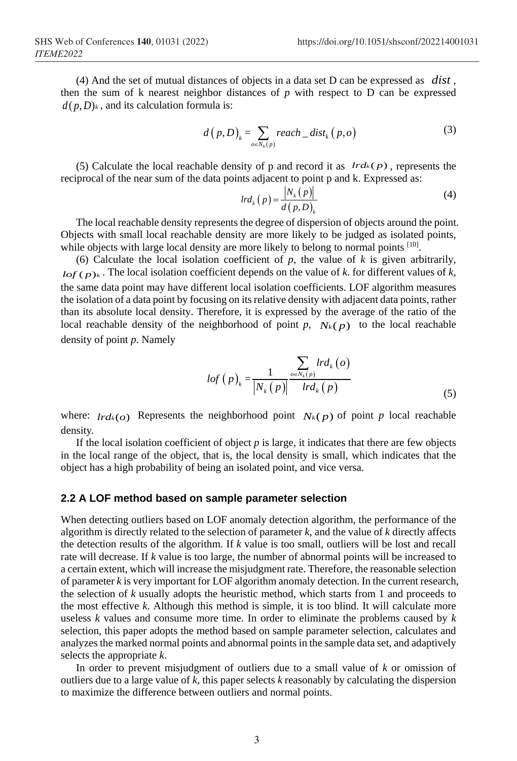(4) And the set of mutual distances of objects in a data set D can be expressed as $dist$, then the sum of k nearest neighbor distances of $p$ with respect to D can be expressed $d(p,D)_k$, and its calculation formula is:

$$d\left(p,D\right)_k = \sum_{o \in N_k(p)} reach\_dist_k\left(p,o\right) \tag{3}$$

(5) Calculate the local reachable density of p and record it as $lrd_k(p)$, represents the reciprocal of the near sum of the data points adjacent to point p and k. Expressed as:

$$lrd_k\left(p\right) = \frac{\left|N_k\left(p\right)\right|}{d\left(p,D\right)_k} \tag{4}$$

The local reachable density represents the degree of dispersion of objects around the point. Objects with small local reachable density are more likely to be judged as isolated points, while objects with large local density are more likely to belong to normal points [10].

(6) Calculate the local isolation coefficient of $p$, the value of $k$ is given arbitrarily, $lof(p)_k$. The local isolation coefficient depends on the value of $k$. for different values of $k$, the same data point may have different local isolation coefficients. LOF algorithm measures the isolation of a data point by focusing on its relative density with adjacent data points, rather than its absolute local density. Therefore, it is expressed by the average of the ratio of the local reachable density of the neighborhood of point $p$, $N_k(p)$ to the local reachable density of point $p$. Namely

$$lof\left(p\right)_k = \frac{1}{\left|N_k\left(p\right)\right|} \frac{\sum_{o \in N_k(p)} lrd_k\left(o\right)}{lrd_k\left(p\right)} \tag{5}$$

where: $lrd_k(o)$ Represents the neighborhood point $N_k(p)$ of point $p$ local reachable density.

If the local isolation coefficient of object $p$ is large, it indicates that there are few objects in the local range of the object, that is, the local density is small, which indicates that the object has a high probability of being an isolated point, and vice versa.

### 2.2 A LOF method based on sample parameter selection

When detecting outliers based on LOF anomaly detection algorithm, the performance of the algorithm is directly related to the selection of parameter $k$, and the value of $k$ directly affects the detection results of the algorithm. If $k$ value is too small, outliers will be lost and recall rate will decrease. If $k$ value is too large, the number of abnormal points will be increased to a certain extent, which will increase the misjudgment rate. Therefore, the reasonable selection of parameter $k$ is very important for LOF algorithm anomaly detection. In the current research, the selection of $k$ usually adopts the heuristic method, which starts from 1 and proceeds to the most effective $k$. Although this method is simple, it is too blind. It will calculate more useless $k$ values and consume more time. In order to eliminate the problems caused by $k$ selection, this paper adopts the method based on sample parameter selection, calculates and analyzes the marked normal points and abnormal points in the sample data set, and adaptively selects the appropriate $k$.

In order to prevent misjudgment of outliers due to a small value of $k$ or omission of outliers due to a large value of $k$, this paper selects $k$ reasonably by calculating the dispersion to maximize the difference between outliers and normal points.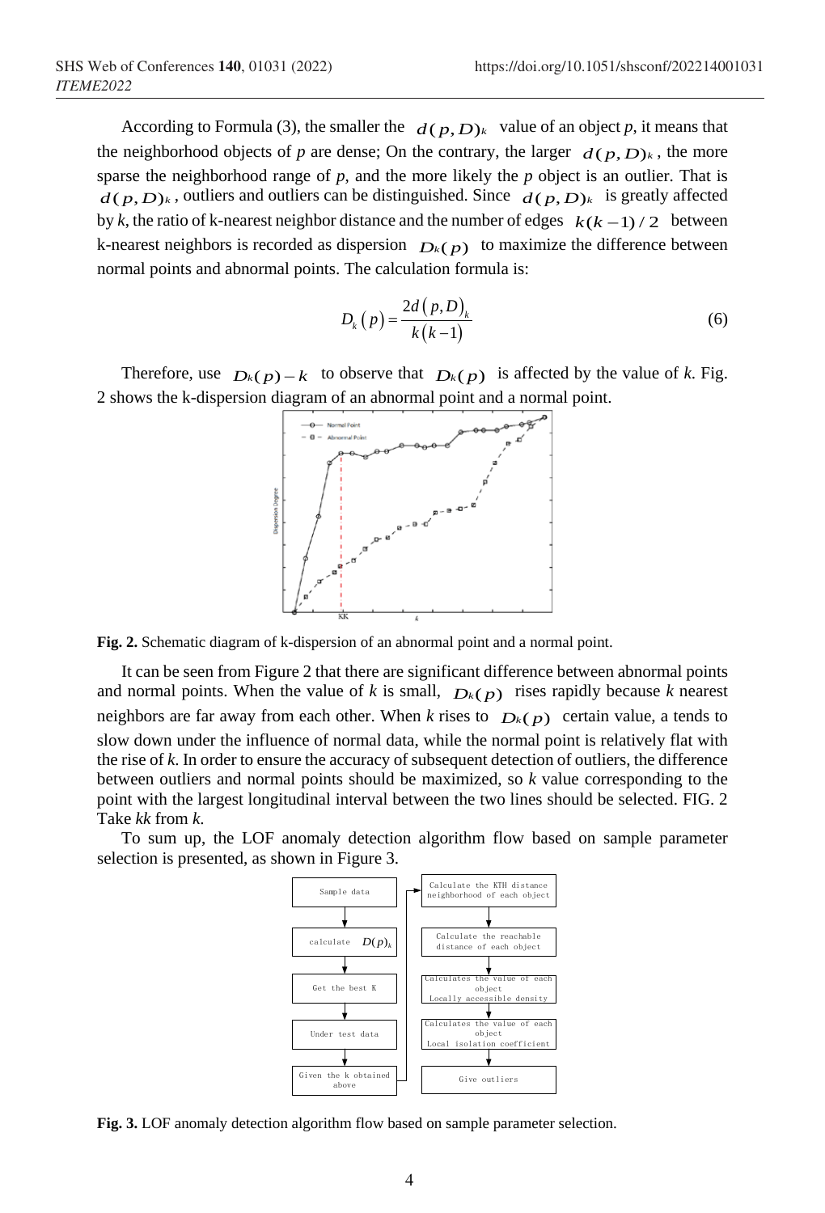According to Formula (3), the smaller the $d(p,D)_k$ value of an object *p*, it means that the neighborhood objects of *p* are dense; On the contrary, the larger $d(p,D)_k$, the more sparse the neighborhood range of *p*, and the more likely the *p* object is an outlier. That is $d(p,D)_k$, outliers and outliers can be distinguished. Since $d(p,D)_k$ is greatly affected by *k*, the ratio of k-nearest neighbor distance and the number of edges $k(k-1)/2$ between k-nearest neighbors is recorded as dispersion $D_k(p)$ to maximize the difference between normal points and abnormal points. The calculation formula is:

$$D_k(p) = \frac{2d(p,D)_k}{k(k-1)} \tag{6}$$

Therefore, use $D_k(p) - k$ to observe that $D_k(p)$ is affected by the value of *k*. Fig. 2 shows the k-dispersion diagram of an abnormal point and a normal point.

**Fig. 2.** Schematic diagram of k-dispersion of an abnormal point and a normal point.

It can be seen from Figure 2 that there are significant difference between abnormal points and normal points. When the value of *k* is small, $D_k(p)$ rises rapidly because *k* nearest neighbors are far away from each other. When *k* rises to $D_k(p)$ certain value, a tends to slow down under the influence of normal data, while the normal point is relatively flat with the rise of *k*. In order to ensure the accuracy of subsequent detection of outliers, the difference between outliers and normal points should be maximized, so *k* value corresponding to the point with the largest longitudinal interval between the two lines should be selected. FIG. 2 Take *kk* from *k*.

To sum up, the LOF anomaly detection algorithm flow based on sample parameter selection is presented, as shown in Figure 3.

**Fig. 3.** LOF anomaly detection algorithm flow based on sample parameter selection.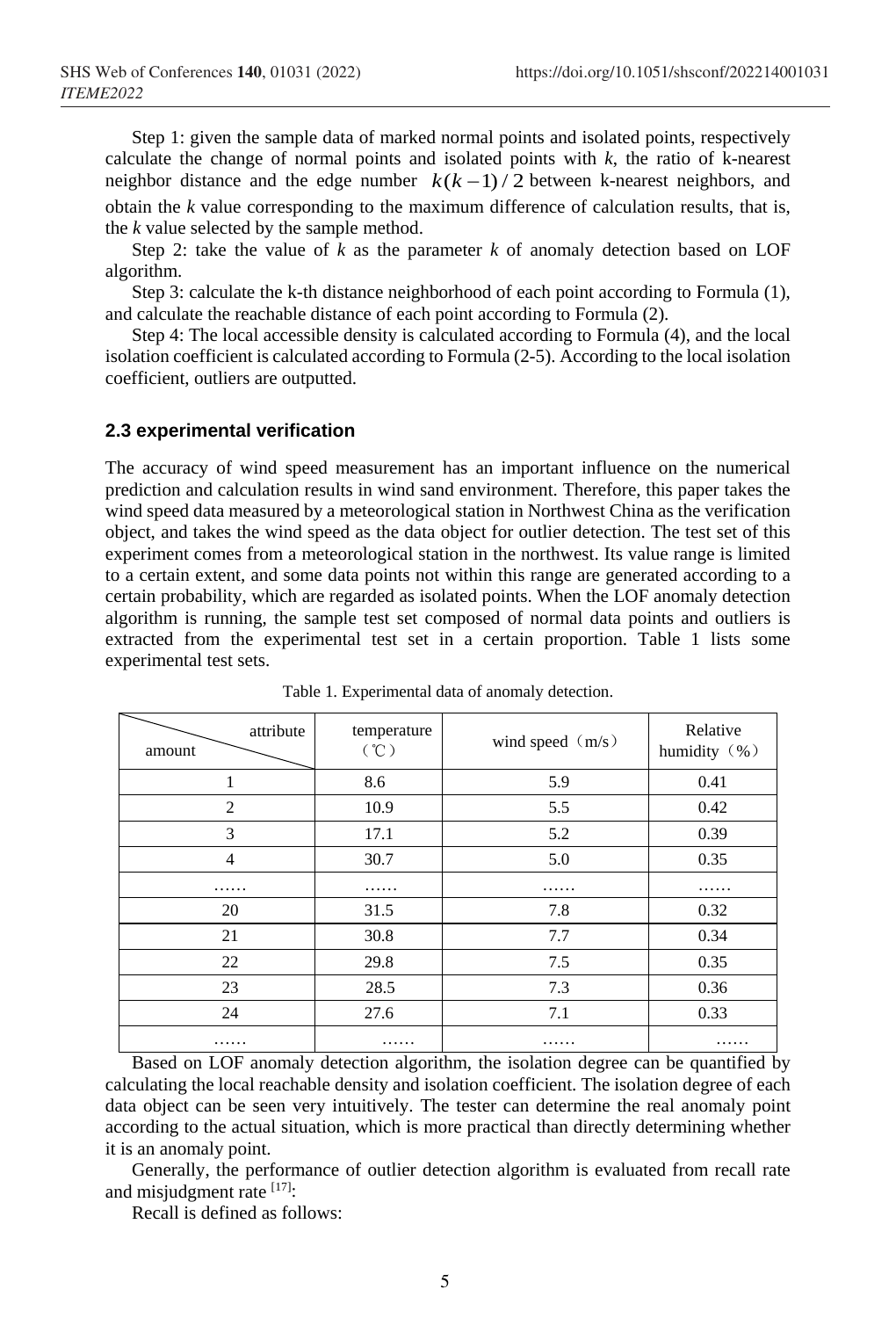Step 1: given the sample data of marked normal points and isolated points, respectively calculate the change of normal points and isolated points with $k$, the ratio of k-nearest neighbor distance and the edge number $k(k-1)/2$ between k-nearest neighbors, and obtain the $k$ value corresponding to the maximum difference of calculation results, that is, the $k$ value selected by the sample method.

Step 2: take the value of $k$ as the parameter $k$ of anomaly detection based on LOF algorithm.

Step 3: calculate the k-th distance neighborhood of each point according to Formula (1), and calculate the reachable distance of each point according to Formula (2).

Step 4: The local accessible density is calculated according to Formula (4), and the local isolation coefficient is calculated according to Formula (2-5). According to the local isolation coefficient, outliers are outputted.

### 2.3 experimental verification

The accuracy of wind speed measurement has an important influence on the numerical prediction and calculation results in wind sand environment. Therefore, this paper takes the wind speed data measured by a meteorological station in Northwest China as the verification object, and takes the wind speed as the data object for outlier detection. The test set of this experiment comes from a meteorological station in the northwest. Its value range is limited to a certain extent, and some data points not within this range are generated according to a certain probability, which are regarded as isolated points. When the LOF anomaly detection algorithm is running, the sample test set composed of normal data points and outliers is extracted from the experimental test set in a certain proportion. Table 1 lists some experimental test sets.

Table 1. Experimental data of anomaly detection.

| attribute / amount | temperature（℃） | wind speed（m/s） | Relative humidity（%） |
|---|---|---|---|
| 1 | 8.6 | 5.9 | 0.41 |
| 2 | 10.9 | 5.5 | 0.42 |
| 3 | 17.1 | 5.2 | 0.39 |
| 4 | 30.7 | 5.0 | 0.35 |
| …… | …… | …… | …… |
| 20 | 31.5 | 7.8 | 0.32 |
| 21 | 30.8 | 7.7 | 0.34 |
| 22 | 29.8 | 7.5 | 0.35 |
| 23 | 28.5 | 7.3 | 0.36 |
| 24 | 27.6 | 7.1 | 0.33 |
| …… | …… | …… | …… |

Based on LOF anomaly detection algorithm, the isolation degree can be quantified by calculating the local reachable density and isolation coefficient. The isolation degree of each data object can be seen very intuitively. The tester can determine the real anomaly point according to the actual situation, which is more practical than directly determining whether it is an anomaly point.

Generally, the performance of outlier detection algorithm is evaluated from recall rate and misjudgment rate [17]:

Recall is defined as follows: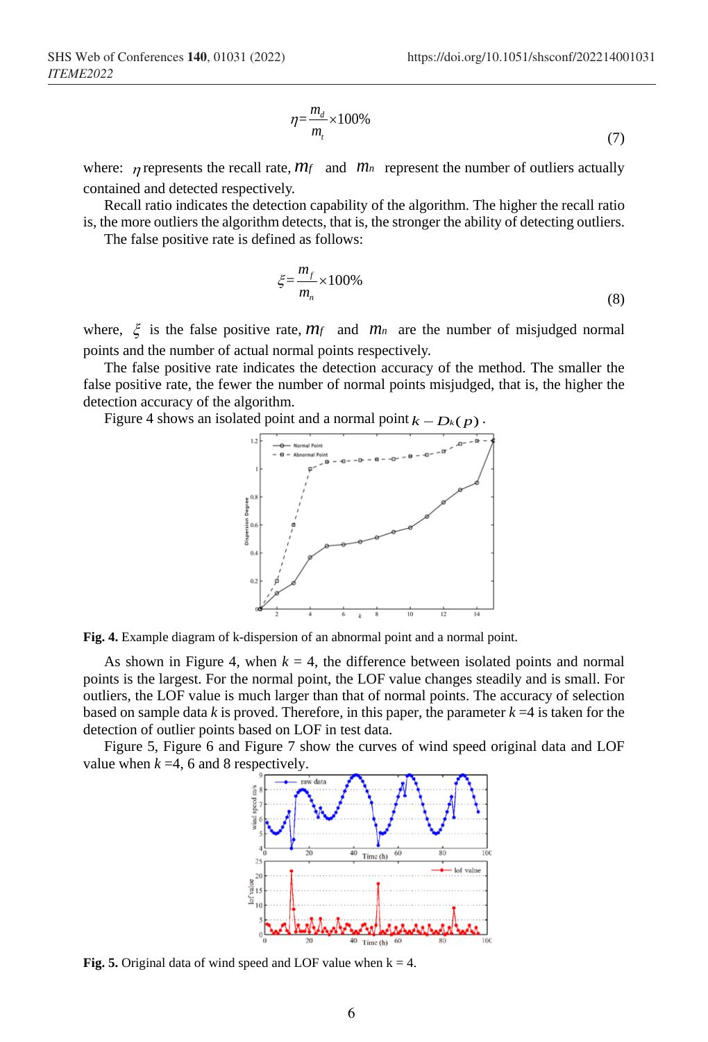$$\eta = \frac{m_d}{m_t} \times 100\% \tag{7}$$

where: $\eta$ represents the recall rate, $m_f$ and $m_n$ represent the number of outliers actually contained and detected respectively.

Recall ratio indicates the detection capability of the algorithm. The higher the recall ratio is, the more outliers the algorithm detects, that is, the stronger the ability of detecting outliers.

The false positive rate is defined as follows:

$$\xi = \frac{m_f}{m_n} \times 100\% \tag{8}$$

where, $\xi$ is the false positive rate, $m_f$ and $m_n$ are the number of misjudged normal points and the number of actual normal points respectively.

The false positive rate indicates the detection accuracy of the method. The smaller the false positive rate, the fewer the number of normal points misjudged, that is, the higher the detection accuracy of the algorithm.

Figure 4 shows an isolated point and a normal point $k - D_k(p)$.

**Fig. 4.** Example diagram of k-dispersion of an abnormal point and a normal point.

As shown in Figure 4, when *k* = 4, the difference between isolated points and normal points is the largest. For the normal point, the LOF value changes steadily and is small. For outliers, the LOF value is much larger than that of normal points. The accuracy of selection based on sample data *k* is proved. Therefore, in this paper, the parameter *k* =4 is taken for the detection of outlier points based on LOF in test data.

Figure 5, Figure 6 and Figure 7 show the curves of wind speed original data and LOF value when *k* =4, 6 and 8 respectively.

**Fig. 5.** Original data of wind speed and LOF value when k = 4.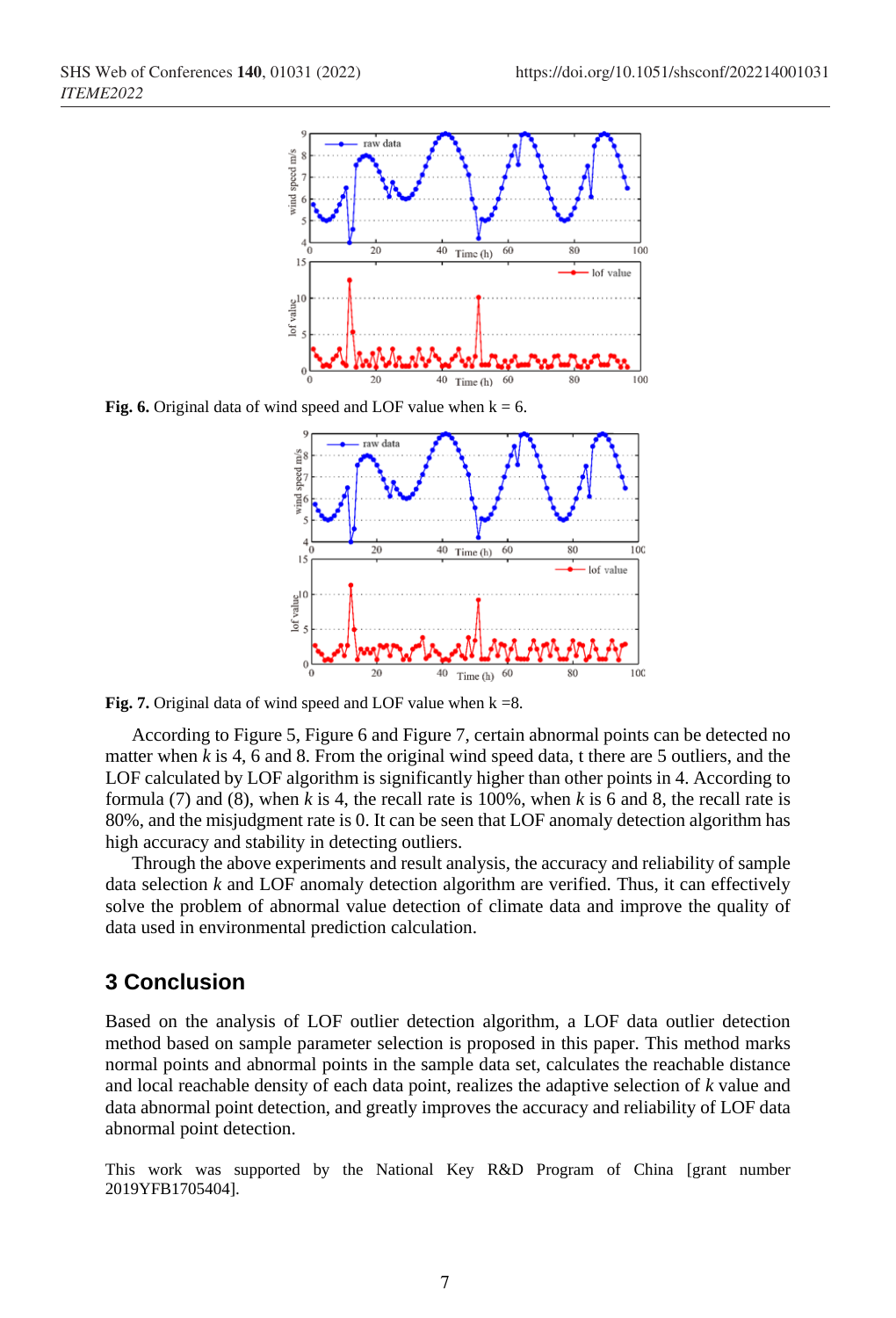**Fig. 6.** Original data of wind speed and LOF value when k = 6.

**Fig. 7.** Original data of wind speed and LOF value when k =8.

According to Figure 5, Figure 6 and Figure 7, certain abnormal points can be detected no matter when $k$ is 4, 6 and 8. From the original wind speed data, t there are 5 outliers, and the LOF calculated by LOF algorithm is significantly higher than other points in 4. According to formula (7) and (8), when $k$ is 4, the recall rate is 100%, when $k$ is 6 and 8, the recall rate is 80%, and the misjudgment rate is 0. It can be seen that LOF anomaly detection algorithm has high accuracy and stability in detecting outliers.

Through the above experiments and result analysis, the accuracy and reliability of sample data selection $k$ and LOF anomaly detection algorithm are verified. Thus, it can effectively solve the problem of abnormal value detection of climate data and improve the quality of data used in environmental prediction calculation.

## 3 Conclusion

Based on the analysis of LOF outlier detection algorithm, a LOF data outlier detection method based on sample parameter selection is proposed in this paper. This method marks normal points and abnormal points in the sample data set, calculates the reachable distance and local reachable density of each data point, realizes the adaptive selection of $k$ value and data abnormal point detection, and greatly improves the accuracy and reliability of LOF data abnormal point detection.

This work was supported by the National Key R&D Program of China [grant number 2019YFB1705404].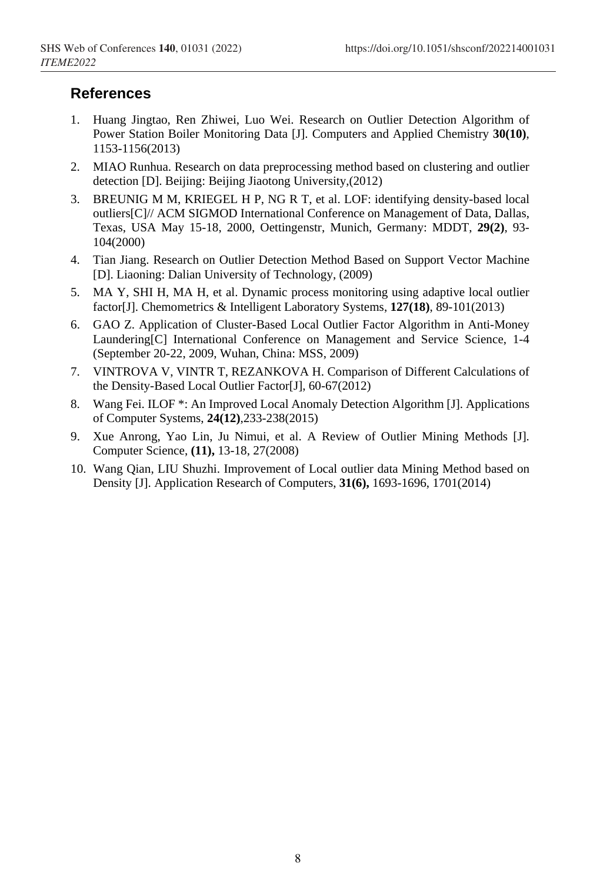## References

1. Huang Jingtao, Ren Zhiwei, Luo Wei. Research on Outlier Detection Algorithm of Power Station Boiler Monitoring Data [J]. Computers and Applied Chemistry **30(10)**, 1153-1156(2013)
2. MIAO Runhua. Research on data preprocessing method based on clustering and outlier detection [D]. Beijing: Beijing Jiaotong University,(2012)
3. BREUNIG M M, KRIEGEL H P, NG R T, et al. LOF: identifying density-based local outliers[C]// ACM SIGMOD International Conference on Management of Data, Dallas, Texas, USA May 15-18, 2000, Oettingenstr, Munich, Germany: MDDT, **29(2)**, 93-104(2000)
4. Tian Jiang. Research on Outlier Detection Method Based on Support Vector Machine [D]. Liaoning: Dalian University of Technology, (2009)
5. MA Y, SHI H, MA H, et al. Dynamic process monitoring using adaptive local outlier factor[J]. Chemometrics & Intelligent Laboratory Systems, **127(18)**, 89-101(2013)
6. GAO Z. Application of Cluster-Based Local Outlier Factor Algorithm in Anti-Money Laundering[C] International Conference on Management and Service Science, 1-4 (September 20-22, 2009, Wuhan, China: MSS, 2009)
7. VINTROVA V, VINTR T, REZANKOVA H. Comparison of Different Calculations of the Density-Based Local Outlier Factor[J], 60-67(2012)
8. Wang Fei. ILOF *: An Improved Local Anomaly Detection Algorithm [J]. Applications of Computer Systems, **24(12)**,233-238(2015)
9. Xue Anrong, Yao Lin, Ju Nimui, et al. A Review of Outlier Mining Methods [J]. Computer Science, **(11),** 13-18, 27(2008)
10. Wang Qian, LIU Shuzhi. Improvement of Local outlier data Mining Method based on Density [J]. Application Research of Computers, **31(6),** 1693-1696, 1701(2014)